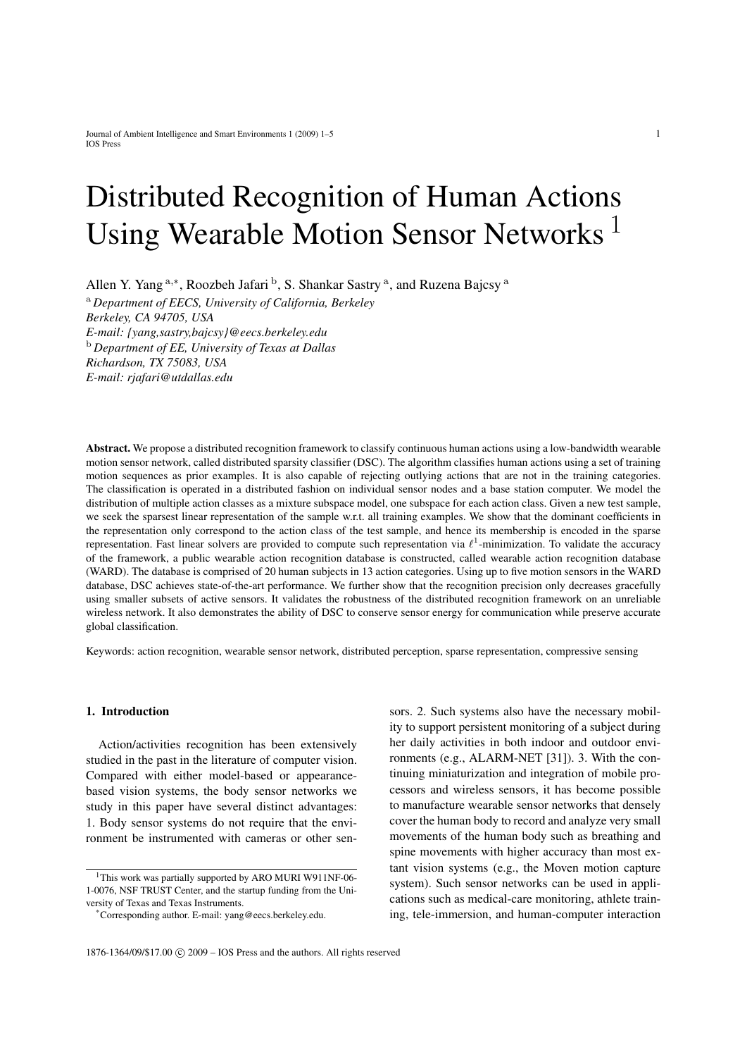# Distributed Recognition of Human Actions Using Wearable Motion Sensor Networks [1]

Allen Y. Yang [a,*], Roozbeh Jafari [b], S. Shankar Sastry [a], and Ruzena Bajcsy [a]

[a] *Department of EECS, University of California, Berkeley*
*Berkeley, CA 94705, USA*
*E-mail: {yang,sastry,bajcsy}@eecs.berkeley.edu*

[b] *Department of EE, University of Texas at Dallas*
*Richardson, TX 75083, USA*
*E-mail: rjafari@utdallas.edu*

**Abstract.** We propose a distributed recognition framework to classify continuous human actions using a low-bandwidth wearable motion sensor network, called distributed sparsity classifier (DSC). The algorithm classifies human actions using a set of training motion sequences as prior examples. It is also capable of rejecting outlying actions that are not in the training categories. The classification is operated in a distributed fashion on individual sensor nodes and a base station computer. We model the distribution of multiple action classes as a mixture subspace model, one subspace for each action class. Given a new test sample, we seek the sparsest linear representation of the sample w.r.t. all training examples. We show that the dominant coefficients in the representation only correspond to the action class of the test sample, and hence its membership is encoded in the sparse representation. Fast linear solvers are provided to compute such representation via $\ell^1$-minimization. To validate the accuracy of the framework, a public wearable action recognition database is constructed, called wearable action recognition database (WARD). The database is comprised of 20 human subjects in 13 action categories. Using up to five motion sensors in the WARD database, DSC achieves state-of-the-art performance. We further show that the recognition precision only decreases gracefully using smaller subsets of active sensors. It validates the robustness of the distributed recognition framework on an unreliable wireless network. It also demonstrates the ability of DSC to conserve sensor energy for communication while preserve accurate global classification.

Keywords: action recognition, wearable sensor network, distributed perception, sparse representation, compressive sensing

## 1. Introduction

Action/activities recognition has been extensively studied in the past in the literature of computer vision. Compared with either model-based or appearance-based vision systems, the body sensor networks we study in this paper have several distinct advantages: 1. Body sensor systems do not require that the environment be instrumented with cameras or other sensors. 2. Such systems also have the necessary mobility to support persistent monitoring of a subject during her daily activities in both indoor and outdoor environments (e.g., ALARM-NET [31]). 3. With the continuing miniaturization and integration of mobile processors and wireless sensors, it has become possible to manufacture wearable sensor networks that densely cover the human body to record and analyze very small movements of the human body such as breathing and spine movements with higher accuracy than most extant vision systems (e.g., the Moven motion capture system). Such sensor networks can be used in applications such as medical-care monitoring, athlete training, tele-immersion, and human-computer interaction

[1] This work was partially supported by ARO MURI W911NF-06-1-0076, NSF TRUST Center, and the startup funding from the University of Texas and Texas Instruments.

[*] Corresponding author. E-mail: yang@eecs.berkeley.edu.

1876-1364/09/$17.00 © 2009 – IOS Press and the authors. All rights reserved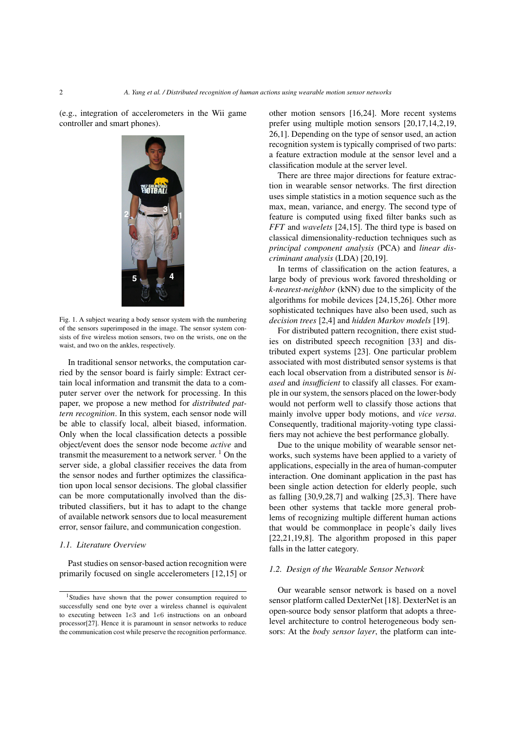(e.g., integration of accelerometers in the Wii game controller and smart phones).

Fig. 1. A subject wearing a body sensor system with the numbering of the sensors superimposed in the image. The sensor system consists of five wireless motion sensors, two on the wrists, one on the waist, and two on the ankles, respectively.

In traditional sensor networks, the computation carried by the sensor board is fairly simple: Extract certain local information and transmit the data to a computer server over the network for processing. In this paper, we propose a new method for *distributed pattern recognition*. In this system, each sensor node will be able to classify local, albeit biased, information. Only when the local classification detects a possible object/event does the sensor node become *active* and transmit the measurement to a network server. [1] On the server side, a global classifier receives the data from the sensor nodes and further optimizes the classification upon local sensor decisions. The global classifier can be more computationally involved than the distributed classifiers, but it has to adapt to the change of available network sensors due to local measurement error, sensor failure, and communication congestion.

### 1.1. Literature Overview

Past studies on sensor-based action recognition were primarily focused on single accelerometers [12,15] or other motion sensors [16,24]. More recent systems prefer using multiple motion sensors [20,17,14,2,19, 26,1]. Depending on the type of sensor used, an action recognition system is typically comprised of two parts: a feature extraction module at the sensor level and a classification module at the server level.

There are three major directions for feature extraction in wearable sensor networks. The first direction uses simple statistics in a motion sequence such as the max, mean, variance, and energy. The second type of feature is computed using fixed filter banks such as *FFT* and *wavelets* [24,15]. The third type is based on classical dimensionality-reduction techniques such as *principal component analysis* (PCA) and *linear discriminant analysis* (LDA) [20,19].

In terms of classification on the action features, a large body of previous work favored thresholding or *k-nearest-neighbor* (kNN) due to the simplicity of the algorithms for mobile devices [24,15,26]. Other more sophisticated techniques have also been used, such as *decision trees* [2,4] and *hidden Markov models* [19].

For distributed pattern recognition, there exist studies on distributed speech recognition [33] and distributed expert systems [23]. One particular problem associated with most distributed sensor systems is that each local observation from a distributed sensor is *biased* and *insufficient* to classify all classes. For example in our system, the sensors placed on the lower-body would not perform well to classify those actions that mainly involve upper body motions, and *vice versa*. Consequently, traditional majority-voting type classifiers may not achieve the best performance globally.

Due to the unique mobility of wearable sensor networks, such systems have been applied to a variety of applications, especially in the area of human-computer interaction. One dominant application in the past has been single action detection for elderly people, such as falling [30,9,28,7] and walking [25,3]. There have been other systems that tackle more general problems of recognizing multiple different human actions that would be commonplace in people's daily lives [22,21,19,8]. The algorithm proposed in this paper falls in the latter category.

### 1.2. Design of the Wearable Sensor Network

Our wearable sensor network is based on a novel sensor platform called DexterNet [18]. DexterNet is an open-source body sensor platform that adopts a three-level architecture to control heterogeneous body sensors: At the *body sensor layer*, the platform can inte-

[1] Studies have shown that the power consumption required to successfully send one byte over a wireless channel is equivalent to executing between $1e3$ and $1e6$ instructions on an onboard processor[27]. Hence it is paramount in sensor networks to reduce the communication cost while preserve the recognition performance.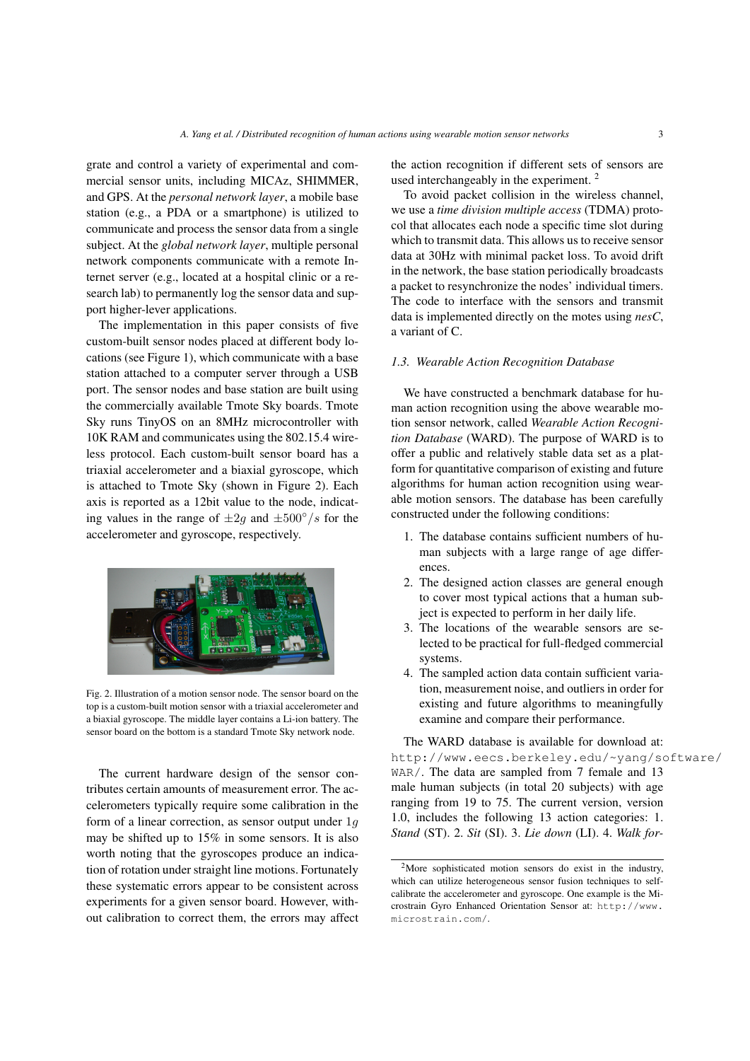grate and control a variety of experimental and commercial sensor units, including MICAz, SHIMMER, and GPS. At the *personal network layer*, a mobile base station (e.g., a PDA or a smartphone) is utilized to communicate and process the sensor data from a single subject. At the *global network layer*, multiple personal network components communicate with a remote Internet server (e.g., located at a hospital clinic or a research lab) to permanently log the sensor data and support higher-lever applications.

The implementation in this paper consists of five custom-built sensor nodes placed at different body locations (see Figure 1), which communicate with a base station attached to a computer server through a USB port. The sensor nodes and base station are built using the commercially available Tmote Sky boards. Tmote Sky runs TinyOS on an 8MHz microcontroller with 10K RAM and communicates using the 802.15.4 wireless protocol. Each custom-built sensor board has a triaxial accelerometer and a biaxial gyroscope, which is attached to Tmote Sky (shown in Figure 2). Each axis is reported as a 12bit value to the node, indicating values in the range of $\pm 2g$ and $\pm 500^{\circ}/s$ for the accelerometer and gyroscope, respectively.

Fig. 2. Illustration of a motion sensor node. The sensor board on the top is a custom-built motion sensor with a triaxial accelerometer and a biaxial gyroscope. The middle layer contains a Li-ion battery. The sensor board on the bottom is a standard Tmote Sky network node.

The current hardware design of the sensor contributes certain amounts of measurement error. The accelerometers typically require some calibration in the form of a linear correction, as sensor output under $1g$ may be shifted up to 15% in some sensors. It is also worth noting that the gyroscopes produce an indication of rotation under straight line motions. Fortunately these systematic errors appear to be consistent across experiments for a given sensor board. However, without calibration to correct them, the errors may affect the action recognition if different sets of sensors are used interchangeably in the experiment. [2]

To avoid packet collision in the wireless channel, we use a *time division multiple access* (TDMA) protocol that allocates each node a specific time slot during which to transmit data. This allows us to receive sensor data at 30Hz with minimal packet loss. To avoid drift in the network, the base station periodically broadcasts a packet to resynchronize the nodes' individual timers. The code to interface with the sensors and transmit data is implemented directly on the motes using *nesC*, a variant of C.

### 1.3. Wearable Action Recognition Database

We have constructed a benchmark database for human action recognition using the above wearable motion sensor network, called *Wearable Action Recognition Database* (WARD). The purpose of WARD is to offer a public and relatively stable data set as a platform for quantitative comparison of existing and future algorithms for human action recognition using wearable motion sensors. The database has been carefully constructed under the following conditions:

1. The database contains sufficient numbers of human subjects with a large range of age differences.
2. The designed action classes are general enough to cover most typical actions that a human subject is expected to perform in her daily life.
3. The locations of the wearable sensors are selected to be practical for full-fledged commercial systems.
4. The sampled action data contain sufficient variation, measurement noise, and outliers in order for existing and future algorithms to meaningfully examine and compare their performance.

The WARD database is available for download at: `http://www.eecs.berkeley.edu/~yang/software/WAR/`. The data are sampled from 7 female and 13 male human subjects (in total 20 subjects) with age ranging from 19 to 75. The current version, version 1.0, includes the following 13 action categories: 1. *Stand* (ST). 2. *Sit* (SI). 3. *Lie down* (LI). 4. *Walk for-*

[2] More sophisticated motion sensors do exist in the industry, which can utilize heterogeneous sensor fusion techniques to self-calibrate the accelerometer and gyroscope. One example is the Microstrain Gyro Enhanced Orientation Sensor at: `http://www.microstrain.com/`.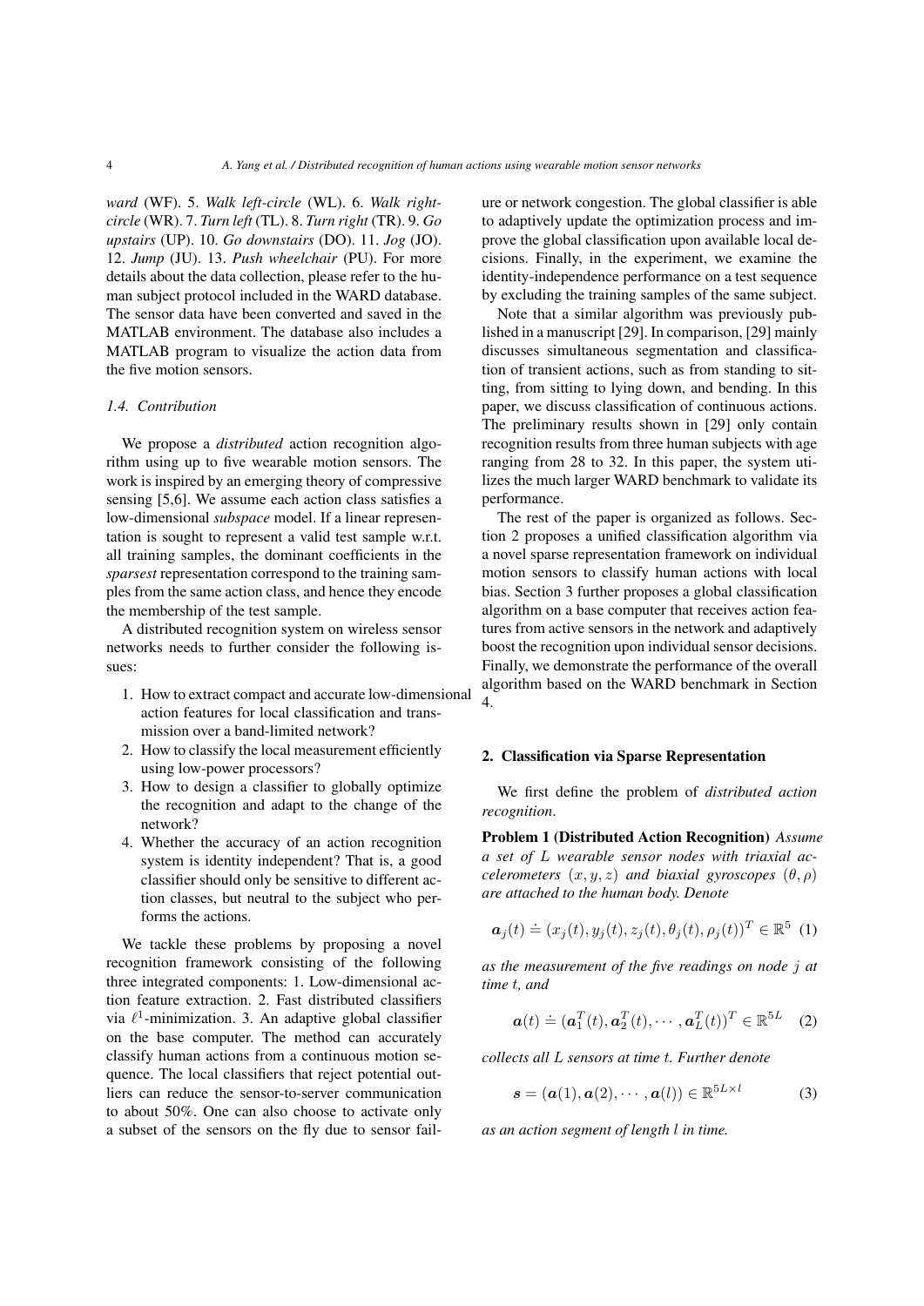*ward* (WF). 5. *Walk left-circle* (WL). 6. *Walk right-circle* (WR). 7. *Turn left* (TL). 8. *Turn right* (TR). 9. *Go upstairs* (UP). 10. *Go downstairs* (DO). 11. *Jog* (JO). 12. *Jump* (JU). 13. *Push wheelchair* (PU). For more details about the data collection, please refer to the human subject protocol included in the WARD database. The sensor data have been converted and saved in the MATLAB environment. The database also includes a MATLAB program to visualize the action data from the five motion sensors.

### 1.4. Contribution

We propose a *distributed* action recognition algorithm using up to five wearable motion sensors. The work is inspired by an emerging theory of compressive sensing [5,6]. We assume each action class satisfies a low-dimensional *subspace* model. If a linear representation is sought to represent a valid test sample w.r.t. all training samples, the dominant coefficients in the *sparsest* representation correspond to the training samples from the same action class, and hence they encode the membership of the test sample.

A distributed recognition system on wireless sensor networks needs to further consider the following issues:

1. How to extract compact and accurate low-dimensional action features for local classification and transmission over a band-limited network?
2. How to classify the local measurement efficiently using low-power processors?
3. How to design a classifier to globally optimize the recognition and adapt to the change of the network?
4. Whether the accuracy of an action recognition system is identity independent? That is, a good classifier should only be sensitive to different action classes, but neutral to the subject who performs the actions.

We tackle these problems by proposing a novel recognition framework consisting of the following three integrated components: 1. Low-dimensional action feature extraction. 2. Fast distributed classifiers via $\ell^1$-minimization. 3. An adaptive global classifier on the base computer. The method can accurately classify human actions from a continuous motion sequence. The local classifiers that reject potential outliers can reduce the sensor-to-server communication to about 50%. One can also choose to activate only a subset of the sensors on the fly due to sensor failure or network congestion. The global classifier is able to adaptively update the optimization process and improve the global classification upon available local decisions. Finally, in the experiment, we examine the identity-independence performance on a test sequence by excluding the training samples of the same subject.

Note that a similar algorithm was previously published in a manuscript [29]. In comparison, [29] mainly discusses simultaneous segmentation and classification of transient actions, such as from standing to sitting, from sitting to lying down, and bending. In this paper, we discuss classification of continuous actions. The preliminary results shown in [29] only contain recognition results from three human subjects with age ranging from 28 to 32. In this paper, the system utilizes the much larger WARD benchmark to validate its performance.

The rest of the paper is organized as follows. Section 2 proposes a unified classification algorithm via a novel sparse representation framework on individual motion sensors to classify human actions with local bias. Section 3 further proposes a global classification algorithm on a base computer that receives action features from active sensors in the network and adaptively boost the recognition upon individual sensor decisions. Finally, we demonstrate the performance of the overall algorithm based on the WARD benchmark in Section 4.

## 2. Classification via Sparse Representation

We first define the problem of *distributed action recognition*.

**Problem 1 (Distributed Action Recognition)** *Assume a set of $L$ wearable sensor nodes with triaxial accelerometers $(x, y, z)$ and biaxial gyroscopes $(\theta, \rho)$ are attached to the human body. Denote*

$$\boldsymbol{a}_j(t) \doteq (x_j(t), y_j(t), z_j(t), \theta_j(t), \rho_j(t))^T \in \mathbb{R}^5 \quad (1)$$

*as the measurement of the five readings on node $j$ at time $t$, and*

$$\boldsymbol{a}(t) \doteq (\boldsymbol{a}_1^T(t), \boldsymbol{a}_2^T(t), \cdots, \boldsymbol{a}_L^T(t))^T \in \mathbb{R}^{5L} \quad (2)$$

*collects all $L$ sensors at time $t$. Further denote*

$$\boldsymbol{s} = (\boldsymbol{a}(1), \boldsymbol{a}(2), \cdots, \boldsymbol{a}(l)) \in \mathbb{R}^{5L \times l} \quad (3)$$

*as an action segment of length $l$ in time.*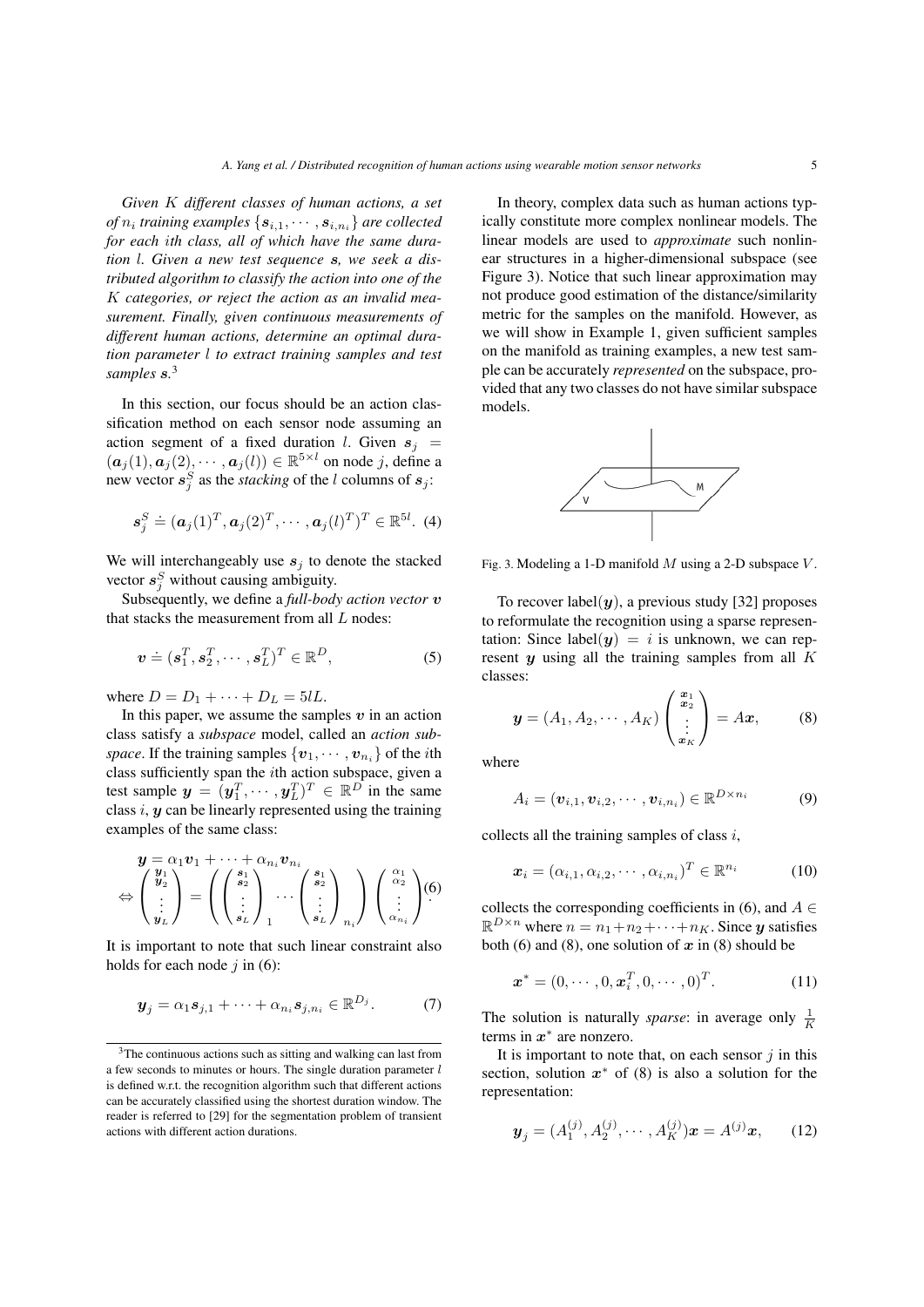*Given $K$ different classes of human actions, a set of $n_i$ training examples $\{\boldsymbol{s}_{i,1}, \cdots, \boldsymbol{s}_{i,n_i}\}$ are collected for each $i$th class, all of which have the same duration $l$. Given a new test sequence $\boldsymbol{s}$, we seek a distributed algorithm to classify the action into one of the $K$ categories, or reject the action as an invalid measurement. Finally, given continuous measurements of different human actions, determine an optimal duration parameter $l$ to extract training samples and test samples $\boldsymbol{s}$.*[3]

In this section, our focus should be an action classification method on each sensor node assuming an action segment of a fixed duration $l$. Given $\boldsymbol{s}_j = (\boldsymbol{a}_j(1), \boldsymbol{a}_j(2), \cdots, \boldsymbol{a}_j(l)) \in \mathbb{R}^{5\times l}$ on node $j$, define a new vector $\boldsymbol{s}_j^S$ as the *stacking* of the $l$ columns of $\boldsymbol{s}_j$:

$$\boldsymbol{s}_j^S \doteq (\boldsymbol{a}_j(1)^T, \boldsymbol{a}_j(2)^T, \cdots, \boldsymbol{a}_j(l)^T)^T \in \mathbb{R}^{5l}. \quad (4)$$

We will interchangeably use $\boldsymbol{s}_j$ to denote the stacked vector $\boldsymbol{s}_j^S$ without causing ambiguity.

Subsequently, we define a *full-body action vector* $\boldsymbol{v}$ that stacks the measurement from all $L$ nodes:

$$\boldsymbol{v} \doteq (\boldsymbol{s}_1^T, \boldsymbol{s}_2^T, \cdots, \boldsymbol{s}_L^T)^T \in \mathbb{R}^D, \quad (5)$$

where $D = D_1 + \cdots + D_L = 5lL$.

In this paper, we assume the samples $\boldsymbol{v}$ in an action class satisfy a *subspace* model, called an *action subspace*. If the training samples $\{\boldsymbol{v}_1, \cdots, \boldsymbol{v}_{n_i}\}$ of the $i$th class sufficiently span the $i$th action subspace, given a test sample $\boldsymbol{y} = (\boldsymbol{y}_1^T, \cdots, \boldsymbol{y}_L^T)^T \in \mathbb{R}^D$ in the same class $i$, $\boldsymbol{y}$ can be linearly represented using the training examples of the same class:

$$\begin{array}{c} \boldsymbol{y} = \alpha_1 \boldsymbol{v}_1 + \cdots + \alpha_{n_i} \boldsymbol{v}_{n_i} \\ \Leftrightarrow \begin{pmatrix} \boldsymbol{y}_1 \\ \boldsymbol{y}_2 \\ \vdots \\ \boldsymbol{y}_L \end{pmatrix} = \left( \begin{pmatrix} \boldsymbol{s}_1 \\ \boldsymbol{s}_2 \\ \vdots \\ \boldsymbol{s}_L \end{pmatrix}_1 \cdots \begin{pmatrix} \boldsymbol{s}_1 \\ \boldsymbol{s}_2 \\ \vdots \\ \boldsymbol{s}_L \end{pmatrix}_{n_i} \right) \begin{pmatrix} \alpha_1 \\ \alpha_2 \\ \vdots \\ \alpha_{n_i} \end{pmatrix} \end{array} . \quad (6)$$

It is important to note that such linear constraint also holds for each node $j$ in (6):

$$\boldsymbol{y}_j = \alpha_1 \boldsymbol{s}_{j,1} + \cdots + \alpha_{n_i} \boldsymbol{s}_{j,n_i} \in \mathbb{R}^{D_j}. \quad (7)$$

In theory, complex data such as human actions typically constitute more complex nonlinear models. The linear models are used to *approximate* such nonlinear structures in a higher-dimensional subspace (see Figure 3). Notice that such linear approximation may not produce good estimation of the distance/similarity metric for the samples on the manifold. However, as we will show in Example 1, given sufficient samples on the manifold as training examples, a new test sample can be accurately *represented* on the subspace, provided that any two classes do not have similar subspace models.

Fig. 3. Modeling a 1-D manifold $M$ using a 2-D subspace $V$.

To recover label($\boldsymbol{y}$), a previous study [32] proposes to reformulate the recognition using a sparse representation: Since label($\boldsymbol{y}$) $= i$ is unknown, we can represent $\boldsymbol{y}$ using all the training samples from all $K$ classes:

$$\boldsymbol{y} = (A_1, A_2, \cdots, A_K) \begin{pmatrix} \boldsymbol{x}_1 \\ \boldsymbol{x}_2 \\ \vdots \\ \boldsymbol{x}_K \end{pmatrix} = A\boldsymbol{x}, \quad (8)$$

where

$$A_i = (\boldsymbol{v}_{i,1}, \boldsymbol{v}_{i,2}, \cdots, \boldsymbol{v}_{i,n_i}) \in \mathbb{R}^{D\times n_i} \quad (9)$$

collects all the training samples of class $i$,

$$\boldsymbol{x}_i = (\alpha_{i,1}, \alpha_{i,2}, \cdots, \alpha_{i,n_i})^T \in \mathbb{R}^{n_i} \quad (10)$$

collects the corresponding coefficients in (6), and $A \in \mathbb{R}^{D\times n}$ where $n = n_1 + n_2 + \cdots + n_K$. Since $\boldsymbol{y}$ satisfies both (6) and (8), one solution of $\boldsymbol{x}$ in (8) should be

$$\boldsymbol{x}^* = (0, \cdots, 0, \boldsymbol{x}_i^T, 0, \cdots, 0)^T. \quad (11)$$

The solution is naturally *sparse*: in average only $\frac{1}{K}$ terms in $\boldsymbol{x}^*$ are nonzero.

It is important to note that, on each sensor $j$ in this section, solution $\boldsymbol{x}^*$ of (8) is also a solution for the representation:

$$\boldsymbol{y}_j = (A_1^{(j)}, A_2^{(j)}, \cdots, A_K^{(j)})\boldsymbol{x} = A^{(j)}\boldsymbol{x}, \quad (12)$$

[3] The continuous actions such as sitting and walking can last from a few seconds to minutes or hours. The single duration parameter $l$ is defined w.r.t. the recognition algorithm such that different actions can be accurately classified using the shortest duration window. The reader is referred to [29] for the segmentation problem of transient actions with different action durations.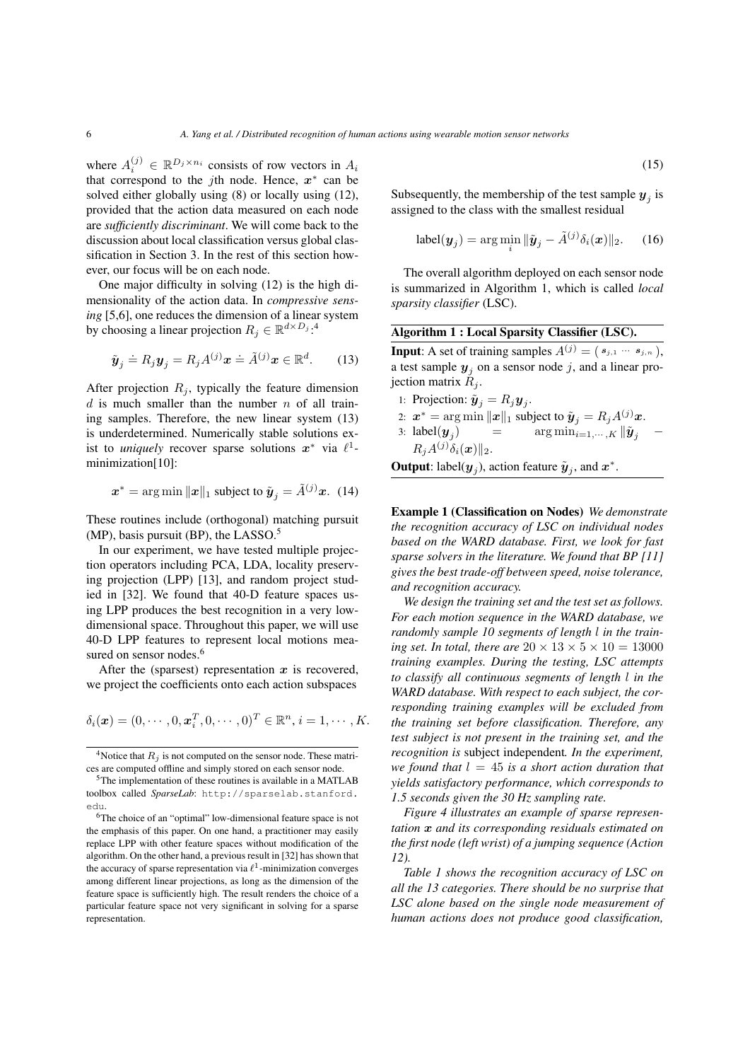where $A_i^{(j)} \in \mathbb{R}^{D_j \times n_i}$ consists of row vectors in $A_i$ that correspond to the $j$th node. Hence, $\boldsymbol{x}^*$ can be solved either globally using (8) or locally using (12), provided that the action data measured on each node are *sufficiently discriminant*. We will come back to the discussion about local classification versus global classification in Section 3. In the rest of this section however, our focus will be on each node.

One major difficulty in solving (12) is the high dimensionality of the action data. In *compressive sensing* [5,6], one reduces the dimension of a linear system by choosing a linear projection $R_j \in \mathbb{R}^{d \times D_j}$:[4]

$$\tilde{\boldsymbol{y}}_j \doteq R_j \boldsymbol{y}_j = R_j A^{(j)} \boldsymbol{x} \doteq \tilde{A}^{(j)} \boldsymbol{x} \in \mathbb{R}^d. \quad (13)$$

After projection $R_j$, typically the feature dimension $d$ is much smaller than the number $n$ of all training samples. Therefore, the new linear system (13) is underdetermined. Numerically stable solutions exist to *uniquely* recover sparse solutions $\boldsymbol{x}^*$ via $\ell^1$-minimization[10]:

$$\boldsymbol{x}^* = \arg\min \|\boldsymbol{x}\|_1 \text{ subject to } \tilde{\boldsymbol{y}}_j = \tilde{A}^{(j)} \boldsymbol{x}. \quad (14)$$

These routines include (orthogonal) matching pursuit (MP), basis pursuit (BP), the LASSO.[5]

In our experiment, we have tested multiple projection operators including PCA, LDA, locality preserving projection (LPP) [13], and random project studied in [32]. We found that 40-D feature spaces using LPP produces the best recognition in a very low-dimensional space. Throughout this paper, we will use 40-D LPP features to represent local motions measured on sensor nodes.[6]

After the (sparsest) representation $\boldsymbol{x}$ is recovered, we project the coefficients onto each action subspaces

$$\delta_i(\boldsymbol{x}) = (0, \cdots, 0, \boldsymbol{x}_i^T, 0, \cdots, 0)^T \in \mathbb{R}^n, i = 1, \cdots, K. \quad (15)$$

Subsequently, the membership of the test sample $\boldsymbol{y}_j$ is assigned to the class with the smallest residual

$$\text{label}(\boldsymbol{y}_j) = \arg\min_i \|\tilde{\boldsymbol{y}}_j - \tilde{A}^{(j)} \delta_i(\boldsymbol{x})\|_2. \quad (16)$$

The overall algorithm deployed on each sensor node is summarized in Algorithm 1, which is called *local sparsity classifier* (LSC).

**Algorithm 1 : Local Sparsity Classifier (LSC).**

**Input**: A set of training samples $A^{(j)} = (\boldsymbol{s}_{j,1} \cdots \boldsymbol{s}_{j,n})$, a test sample $\boldsymbol{y}_j$ on a sensor node $j$, and a linear projection matrix $R_j$.

1: Projection: $\tilde{\boldsymbol{y}}_j = R_j \boldsymbol{y}_j$.
2: $\boldsymbol{x}^* = \arg\min \|\boldsymbol{x}\|_1$ subject to $\tilde{\boldsymbol{y}}_j = R_j A^{(j)} \boldsymbol{x}$.
3: $\text{label}(\boldsymbol{y}_j) = \arg\min_{i=1,\cdots,K} \|\tilde{\boldsymbol{y}}_j - R_j A^{(j)} \delta_i(\boldsymbol{x})\|_2$.

**Output**: $\text{label}(\boldsymbol{y}_j)$, action feature $\tilde{\boldsymbol{y}}_j$, and $\boldsymbol{x}^*$.

**Example 1 (Classification on Nodes)** *We demonstrate the recognition accuracy of LSC on individual nodes based on the WARD database. First, we look for fast sparse solvers in the literature. We found that BP [11] gives the best trade-off between speed, noise tolerance, and recognition accuracy.*

*We design the training set and the test set as follows. For each motion sequence in the WARD database, we randomly sample 10 segments of length $l$ in the training set. In total, there are $20 \times 13 \times 5 \times 10 = 13000$ training examples. During the testing, LSC attempts to classify all continuous segments of length $l$ in the WARD database. With respect to each subject, the corresponding training examples will be excluded from the training set before classification. Therefore, any test subject is not present in the training set, and the recognition is* subject independent*. In the experiment, we found that $l = 45$ is a short action duration that yields satisfactory performance, which corresponds to 1.5 seconds given the 30 Hz sampling rate.*

*Figure 4 illustrates an example of sparse representation $\boldsymbol{x}$ and its corresponding residuals estimated on the first node (left wrist) of a jumping sequence (Action 12).*

*Table 1 shows the recognition accuracy of LSC on all the 13 categories. There should be no surprise that LSC alone based on the single node measurement of human actions does not produce good classification,*

---

[4] Notice that $R_j$ is not computed on the sensor node. These matrices are computed offline and simply stored on each sensor node.

[5] The implementation of these routines is available in a MATLAB toolbox called *SparseLab*: http://sparselab.stanford.edu.

[6] The choice of an "optimal" low-dimensional feature space is not the emphasis of this paper. On one hand, a practitioner may easily replace LPP with other feature spaces without modification of the algorithm. On the other hand, a previous result in [32] has shown that the accuracy of sparse representation via $\ell^1$-minimization converges among different linear projections, as long as the dimension of the feature space is sufficiently high. The result renders the choice of a particular feature space not very significant in solving for a sparse representation.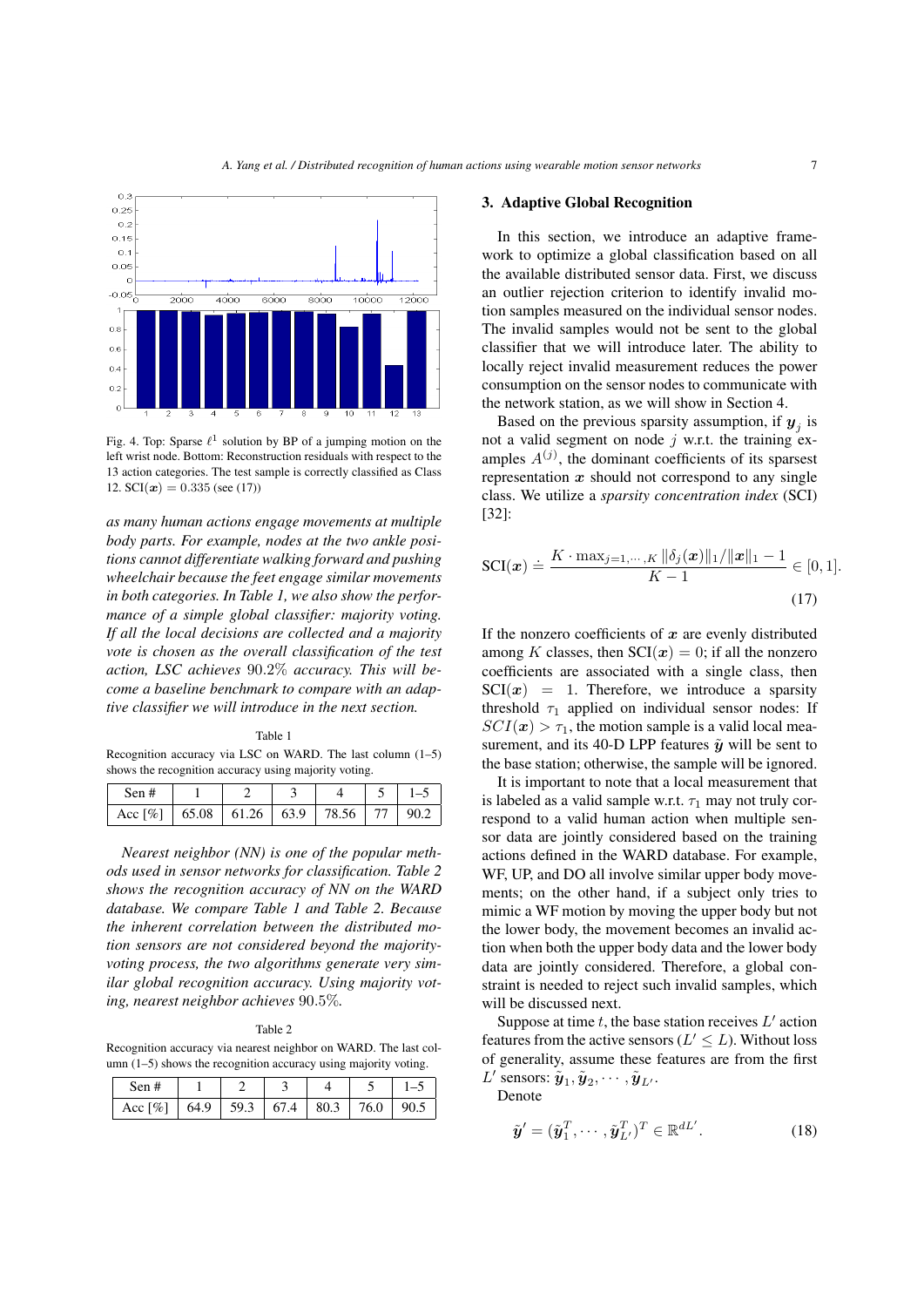Fig. 4. Top: Sparse $\ell^1$ solution by BP of a jumping motion on the left wrist node. Bottom: Reconstruction residuals with respect to the 13 action categories. The test sample is correctly classified as Class 12. $\mathrm{SCI}(\boldsymbol{x}) = 0.335$ (see (17))

*as many human actions engage movements at multiple body parts. For example, nodes at the two ankle positions cannot differentiate walking forward and pushing wheelchair because the feet engage similar movements in both categories. In Table 1, we also show the performance of a simple global classifier: majority voting. If all the local decisions are collected and a majority vote is chosen as the overall classification of the test action, LSC achieves 90.2% accuracy. This will become a baseline benchmark to compare with an adaptive classifier we will introduce in the next section.*

Table 1

Recognition accuracy via LSC on WARD. The last column (1–5) shows the recognition accuracy using majority voting.

| Sen # | 1 | 2 | 3 | 4 | 5 | 1–5 |
|---|---|---|---|---|---|---|
| Acc [%] | 65.08 | 61.26 | 63.9 | 78.56 | 77 | 90.2 |

*Nearest neighbor (NN) is one of the popular methods used in sensor networks for classification. Table 2 shows the recognition accuracy of NN on the WARD database. We compare Table 1 and Table 2. Because the inherent correlation between the distributed motion sensors are not considered beyond the majority-voting process, the two algorithms generate very similar global recognition accuracy. Using majority voting, nearest neighbor achieves 90.5%.*

Table 2

Recognition accuracy via nearest neighbor on WARD. The last column (1–5) shows the recognition accuracy using majority voting.

| Sen # | 1 | 2 | 3 | 4 | 5 | 1–5 |
|---|---|---|---|---|---|---|
| Acc [%] | 64.9 | 59.3 | 67.4 | 80.3 | 76.0 | 90.5 |

## 3. Adaptive Global Recognition

In this section, we introduce an adaptive framework to optimize a global classification based on all the available distributed sensor data. First, we discuss an outlier rejection criterion to identify invalid motion samples measured on the individual sensor nodes. The invalid samples would not be sent to the global classifier that we will introduce later. The ability to locally reject invalid measurement reduces the power consumption on the sensor nodes to communicate with the network station, as we will show in Section 4.

Based on the previous sparsity assumption, if $\boldsymbol{y}_j$ is not a valid segment on node $j$ w.r.t. the training examples $A^{(j)}$, the dominant coefficients of its sparsest representation $\boldsymbol{x}$ should not correspond to any single class. We utilize a *sparsity concentration index* (SCI) [32]:

$$\mathrm{SCI}(\boldsymbol{x}) \doteq \frac{K \cdot \max_{j=1,\cdots,K} \|\delta_j(\boldsymbol{x})\|_1 / \|\boldsymbol{x}\|_1 - 1}{K-1} \in [0,1]. \quad (17)$$

If the nonzero coefficients of $\boldsymbol{x}$ are evenly distributed among $K$ classes, then $\mathrm{SCI}(\boldsymbol{x}) = 0$; if all the nonzero coefficients are associated with a single class, then $\mathrm{SCI}(\boldsymbol{x}) = 1$. Therefore, we introduce a sparsity threshold $\tau_1$ applied on individual sensor nodes: If $SCI(\boldsymbol{x}) > \tau_1$, the motion sample is a valid local measurement, and its 40-D LPP features $\tilde{\boldsymbol{y}}$ will be sent to the base station; otherwise, the sample will be ignored.

It is important to note that a local measurement that is labeled as a valid sample w.r.t. $\tau_1$ may not truly correspond to a valid human action when multiple sensor data are jointly considered based on the training actions defined in the WARD database. For example, WF, UP, and DO all involve similar upper body movements; on the other hand, if a subject only tries to mimic a WF motion by moving the upper body but not the lower body, the movement becomes an invalid action when both the upper body data and the lower body data are jointly considered. Therefore, a global constraint is needed to reject such invalid samples, which will be discussed next.

Suppose at time $t$, the base station receives $L'$ action features from the active sensors ($L' \leq L$). Without loss of generality, assume these features are from the first $L'$ sensors: $\tilde{\boldsymbol{y}}_1, \tilde{\boldsymbol{y}}_2, \cdots, \tilde{\boldsymbol{y}}_{L'}$.

Denote

$$\tilde{\boldsymbol{y}}' = (\tilde{\boldsymbol{y}}_1^T, \cdots, \tilde{\boldsymbol{y}}_{L'}^T)^T \in \mathbb{R}^{dL'}. \quad (18)$$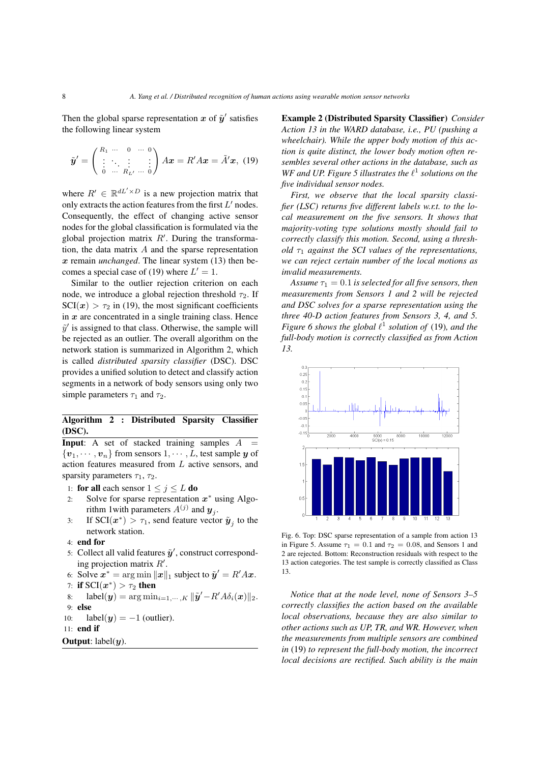Then the global sparse representation $\boldsymbol{x}$ of $\tilde{\boldsymbol{y}}'$ satisfies the following linear system

$$\tilde{\boldsymbol{y}}' = \begin{pmatrix} R_1 & \cdots & 0 & \cdots & 0 \\ \vdots & \ddots & \vdots & & \vdots \\ 0 & \cdots & R_{L'} & \cdots & 0 \end{pmatrix} A\boldsymbol{x} = R'A\boldsymbol{x} = \tilde{A}'\boldsymbol{x}, \quad (19)$$

where $R' \in \mathbb{R}^{dL' \times D}$ is a new projection matrix that only extracts the action features from the first $L'$ nodes. Consequently, the effect of changing active sensor nodes for the global classification is formulated via the global projection matrix $R'$. During the transformation, the data matrix $A$ and the sparse representation $\boldsymbol{x}$ remain *unchanged*. The linear system (13) then becomes a special case of (19) where $L' = 1$.

Similar to the outlier rejection criterion on each node, we introduce a global rejection threshold $\tau_2$. If $\text{SCI}(\boldsymbol{x}) > \tau_2$ in (19), the most significant coefficients in $\boldsymbol{x}$ are concentrated in a single training class. Hence $\tilde{y}'$ is assigned to that class. Otherwise, the sample will be rejected as an outlier. The overall algorithm on the network station is summarized in Algorithm 2, which is called *distributed sparsity classifier* (DSC). DSC provides a unified solution to detect and classify action segments in a network of body sensors using only two simple parameters $\tau_1$ and $\tau_2$.

---

**Algorithm 2 : Distributed Sparsity Classifier (DSC).**

**Input**: A set of stacked training samples $A = \{\boldsymbol{v}_1, \cdots, \boldsymbol{v}_n\}$ from sensors $1, \cdots, L$, test sample $\boldsymbol{y}$ of action features measured from $L$ active sensors, and sparsity parameters $\tau_1$, $\tau_2$.

1: **for all** each sensor $1 \leq j \leq L$ **do**
2: Solve for sparse representation $\boldsymbol{x}^*$ using Algorithm 1with parameters $A^{(j)}$ and $\boldsymbol{y}_j$.
3: If $\text{SCI}(\boldsymbol{x}^*) > \tau_1$, send feature vector $\tilde{\boldsymbol{y}}_j$ to the network station.
4: **end for**
5: Collect all valid features $\tilde{\boldsymbol{y}}'$, construct corresponding projection matrix $R'$.
6: Solve $\boldsymbol{x}^* = \arg\min \|\boldsymbol{x}\|_1$ subject to $\tilde{\boldsymbol{y}}' = R'A\boldsymbol{x}$.
7: **if** $\text{SCI}(\boldsymbol{x}^*) > \tau_2$ **then**
8: $\text{label}(\boldsymbol{y}) = \arg\min_{i=1,\cdots,K} \|\tilde{\boldsymbol{y}}' - R'A\delta_i(\boldsymbol{x})\|_2$.
9: **else**
10: $\text{label}(\boldsymbol{y}) = -1$ (outlier).
11: **end if**

**Output**: $\text{label}(\boldsymbol{y})$.

---

**Example 2 (Distributed Sparsity Classifier)** *Consider Action 13 in the WARD database, i.e., PU (pushing a wheelchair). While the upper body motion of this action is quite distinct, the lower body motion often resembles several other actions in the database, such as WF and UP. Figure 5 illustrates the $\ell^1$ solutions on the five individual sensor nodes.*

*First, we observe that the local sparsity classifier (LSC) returns five different labels w.r.t. to the local measurement on the five sensors. It shows that majority-voting type solutions mostly should fail to correctly classify this motion. Second, using a threshold $\tau_1$ against the SCI values of the representations, we can reject certain number of the local motions as invalid measurements.*

*Assume $\tau_1 = 0.1$ is selected for all five sensors, then measurements from Sensors 1 and 2 will be rejected and DSC solves for a sparse representation using the three 40-D action features from Sensors 3, 4, and 5. Figure 6 shows the global $\ell^1$ solution of* (19)*, and the full-body motion is correctly classified as from Action 13.*

Fig. 6. Top: DSC sparse representation of a sample from action 13 in Figure 5. Assume $\tau_1 = 0.1$ and $\tau_2 = 0.08$, and Sensors 1 and 2 are rejected. Bottom: Reconstruction residuals with respect to the 13 action categories. The test sample is correctly classified as Class 13.

*Notice that at the node level, none of Sensors 3–5 correctly classifies the action based on the available local observations, because they are also similar to other actions such as UP, TR, and WR. However, when the measurements from multiple sensors are combined in* (19) *to represent the full-body motion, the incorrect local decisions are rectified. Such ability is the main*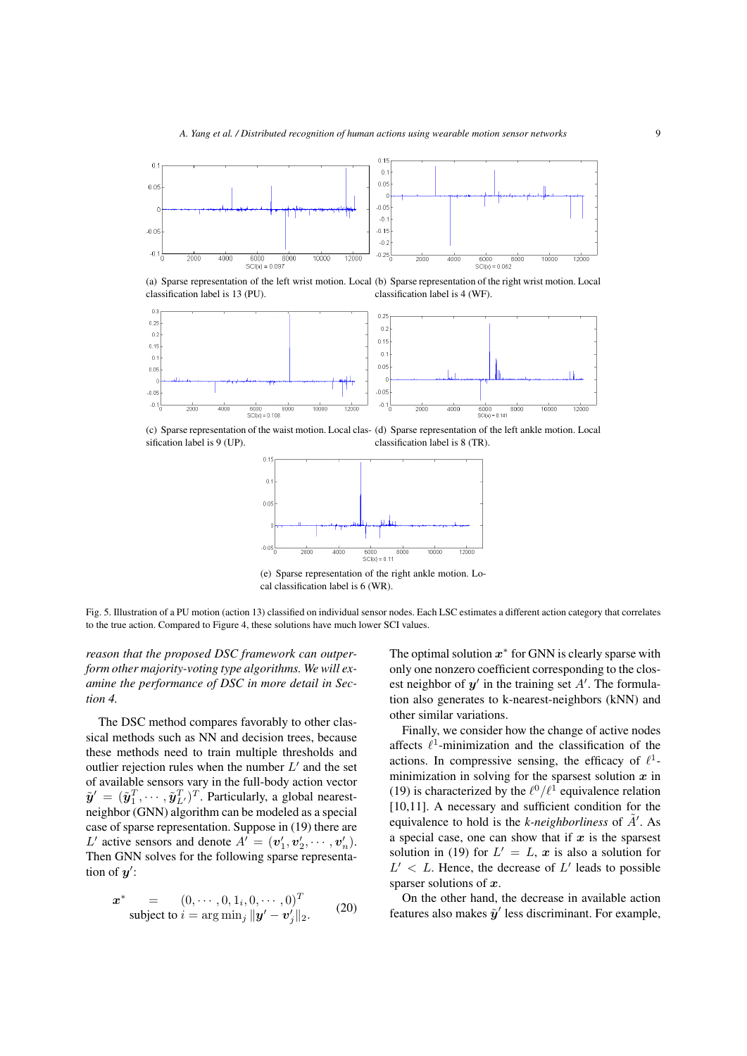(a) Sparse representation of the left wrist motion. Local classification label is 13 (PU).

(b) Sparse representation of the right wrist motion. Local classification label is 4 (WF).

(c) Sparse representation of the waist motion. Local classification label is 9 (UP).

(d) Sparse representation of the left ankle motion. Local classification label is 8 (TR).

(e) Sparse representation of the right ankle motion. Local classification label is 6 (WR).

Fig. 5. Illustration of a PU motion (action 13) classified on individual sensor nodes. Each LSC estimates a different action category that correlates to the true action. Compared to Figure 4, these solutions have much lower SCI values.

*reason that the proposed DSC framework can outperform other majority-voting type algorithms. We will examine the performance of DSC in more detail in Section 4.*

The DSC method compares favorably to other classical methods such as NN and decision trees, because these methods need to train multiple thresholds and outlier rejection rules when the number $L'$ and the set of available sensors vary in the full-body action vector $\tilde{\boldsymbol{y}}' = (\tilde{\boldsymbol{y}}_1^T, \cdots, \tilde{\boldsymbol{y}}_{L'}^T)^T$. Particularly, a global nearest-neighbor (GNN) algorithm can be modeled as a special case of sparse representation. Suppose in (19) there are $L'$ active sensors and denote $A' = (\boldsymbol{v}_1', \boldsymbol{v}_2', \cdots, \boldsymbol{v}_n')$. Then GNN solves for the following sparse representation of $\boldsymbol{y}'$:

$$\begin{array}{rl} \boldsymbol{x}^* = & (0, \cdots, 0, 1_i, 0, \cdots, 0)^T \\ \text{subject to } & i = \arg\min_j \|\boldsymbol{y}' - \boldsymbol{v}_j'\|_2. \end{array} \tag{20}$$

The optimal solution $\boldsymbol{x}^*$ for GNN is clearly sparse with only one nonzero coefficient corresponding to the closest neighbor of $\boldsymbol{y}'$ in the training set $A'$. The formulation also generates to k-nearest-neighbors (kNN) and other similar variations.

Finally, we consider how the change of active nodes affects $\ell^1$-minimization and the classification of the actions. In compressive sensing, the efficacy of $\ell^1$-minimization in solving for the sparsest solution $\boldsymbol{x}$ in (19) is characterized by the $\ell^0/\ell^1$ equivalence relation [10,11]. A necessary and sufficient condition for the equivalence to hold is the *k-neighborliness* of $\tilde{A}'$. As a special case, one can show that if $\boldsymbol{x}$ is the sparsest solution in (19) for $L' = L$, $\boldsymbol{x}$ is also a solution for $L' < L$. Hence, the decrease of $L'$ leads to possible sparser solutions of $\boldsymbol{x}$.

On the other hand, the decrease in available action features also makes $\tilde{\boldsymbol{y}}'$ less discriminant. For example,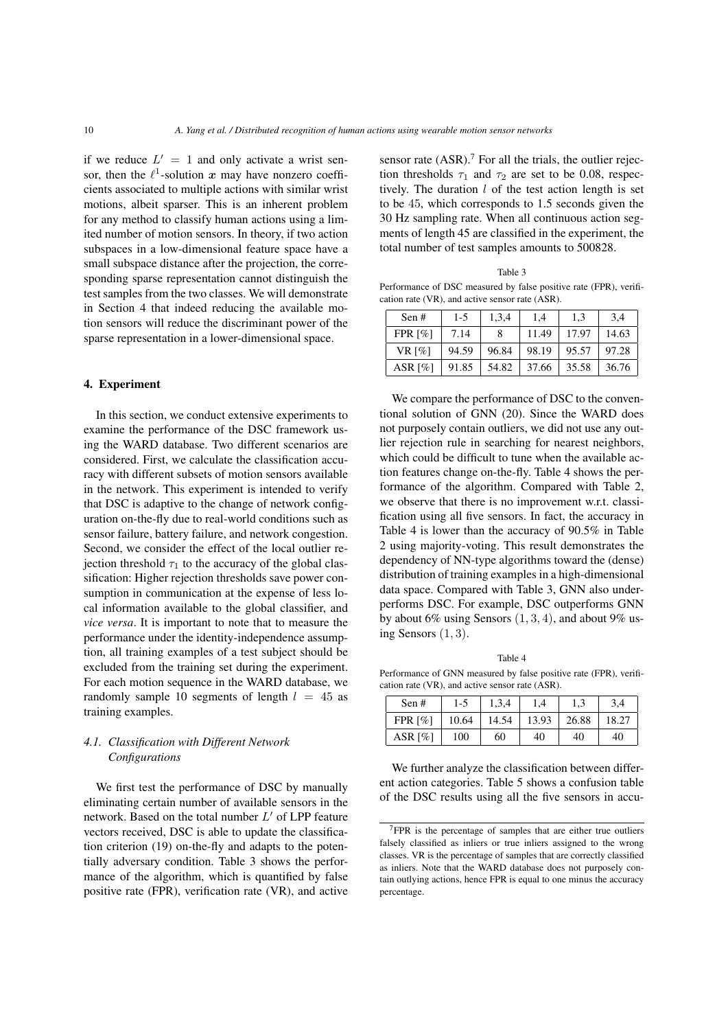if we reduce $L' = 1$ and only activate a wrist sensor, then the $\ell^1$-solution $\boldsymbol{x}$ may have nonzero coefficients associated to multiple actions with similar wrist motions, albeit sparser. This is an inherent problem for any method to classify human actions using a limited number of motion sensors. In theory, if two action subspaces in a low-dimensional feature space have a small subspace distance after the projection, the corresponding sparse representation cannot distinguish the test samples from the two classes. We will demonstrate in Section 4 that indeed reducing the available motion sensors will reduce the discriminant power of the sparse representation in a lower-dimensional space.

## 4. Experiment

In this section, we conduct extensive experiments to examine the performance of the DSC framework using the WARD database. Two different scenarios are considered. First, we calculate the classification accuracy with different subsets of motion sensors available in the network. This experiment is intended to verify that DSC is adaptive to the change of network configuration on-the-fly due to real-world conditions such as sensor failure, battery failure, and network congestion. Second, we consider the effect of the local outlier rejection threshold $\tau_1$ to the accuracy of the global classification: Higher rejection thresholds save power consumption in communication at the expense of less local information available to the global classifier, and *vice versa*. It is important to note that to measure the performance under the identity-independence assumption, all training examples of a test subject should be excluded from the training set during the experiment. For each motion sequence in the WARD database, we randomly sample 10 segments of length $l = 45$ as training examples.

### 4.1. Classification with Different Network Configurations

We first test the performance of DSC by manually eliminating certain number of available sensors in the network. Based on the total number $L'$ of LPP feature vectors received, DSC is able to update the classification criterion (19) on-the-fly and adapts to the potentially adversary condition. Table 3 shows the performance of the algorithm, which is quantified by false positive rate (FPR), verification rate (VR), and active sensor rate (ASR).[7] For all the trials, the outlier rejection thresholds $\tau_1$ and $\tau_2$ are set to be 0.08, respectively. The duration $l$ of the test action length is set to be 45, which corresponds to 1.5 seconds given the 30 Hz sampling rate. When all continuous action segments of length 45 are classified in the experiment, the total number of test samples amounts to 500828.

Table 3

Performance of DSC measured by false positive rate (FPR), verification rate (VR), and active sensor rate (ASR).

| Sen # | 1-5 | 1,3,4 | 1,4 | 1,3 | 3,4 |
|---|---|---|---|---|---|
| FPR [%] | 7.14 | 8 | 11.49 | 17.97 | 14.63 |
| VR [%] | 94.59 | 96.84 | 98.19 | 95.57 | 97.28 |
| ASR [%] | 91.85 | 54.82 | 37.66 | 35.58 | 36.76 |

We compare the performance of DSC to the conventional solution of GNN (20). Since the WARD does not purposely contain outliers, we did not use any outlier rejection rule in searching for nearest neighbors, which could be difficult to tune when the available action features change on-the-fly. Table 4 shows the performance of the algorithm. Compared with Table 2, we observe that there is no improvement w.r.t. classification using all five sensors. In fact, the accuracy in Table 4 is lower than the accuracy of 90.5% in Table 2 using majority-voting. This result demonstrates the dependency of NN-type algorithms toward the (dense) distribution of training examples in a high-dimensional data space. Compared with Table 3, GNN also underperforms DSC. For example, DSC outperforms GNN by about 6% using Sensors $(1, 3, 4)$, and about 9% using Sensors $(1, 3)$.

Table 4

Performance of GNN measured by false positive rate (FPR), verification rate (VR), and active sensor rate (ASR).

| Sen # | 1-5 | 1,3,4 | 1,4 | 1,3 | 3,4 |
|---|---|---|---|---|---|
| FPR [%] | 10.64 | 14.54 | 13.93 | 26.88 | 18.27 |
| ASR [%] | 100 | 60 | 40 | 40 | 40 |

We further analyze the classification between different action categories. Table 5 shows a confusion table of the DSC results using all the five sensors in accu-

[7] FPR is the percentage of samples that are either true outliers falsely classified as inliers or true inliers assigned to the wrong classes. VR is the percentage of samples that are correctly classified as inliers. Note that the WARD database does not purposely contain outlying actions, hence FPR is equal to one minus the accuracy percentage.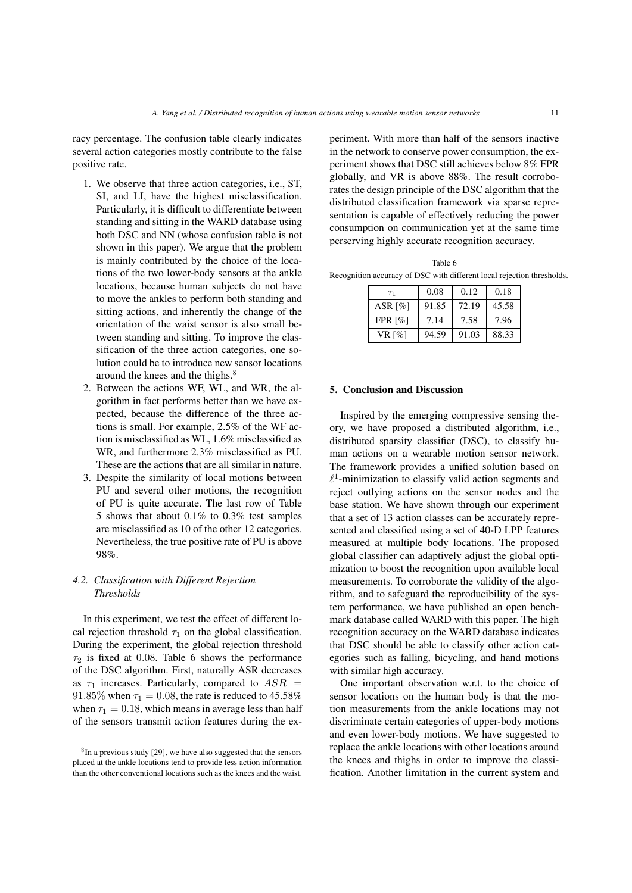racy percentage. The confusion table clearly indicates several action categories mostly contribute to the false positive rate.

1. We observe that three action categories, i.e., ST, SI, and LI, have the highest misclassification. Particularly, it is difficult to differentiate between standing and sitting in the WARD database using both DSC and NN (whose confusion table is not shown in this paper). We argue that the problem is mainly contributed by the choice of the locations of the two lower-body sensors at the ankle locations, because human subjects do not have to move the ankles to perform both standing and sitting actions, and inherently the change of the orientation of the waist sensor is also small between standing and sitting. To improve the classification of the three action categories, one solution could be to introduce new sensor locations around the knees and the thighs.[8]
2. Between the actions WF, WL, and WR, the algorithm in fact performs better than we have expected, because the difference of the three actions is small. For example, 2.5% of the WF action is misclassified as WL, 1.6% misclassified as WR, and furthermore 2.3% misclassified as PU. These are the actions that are all similar in nature.
3. Despite the similarity of local motions between PU and several other motions, the recognition of PU is quite accurate. The last row of Table 5 shows that about 0.1% to 0.3% test samples are misclassified as 10 of the other 12 categories. Nevertheless, the true positive rate of PU is above 98%.

### *4.2. Classification with Different Rejection Thresholds*

In this experiment, we test the effect of different local rejection threshold $\tau_1$ on the global classification. During the experiment, the global rejection threshold $\tau_2$ is fixed at $0.08$. Table 6 shows the performance of the DSC algorithm. First, naturally ASR decreases as $\tau_1$ increases. Particularly, compared to $ASR = 91.85\%$ when $\tau_1 = 0.08$, the rate is reduced to $45.58\%$ when $\tau_1 = 0.18$, which means in average less than half of the sensors transmit action features during the experiment. With more than half of the sensors inactive in the network to conserve power consumption, the experiment shows that DSC still achieves below 8% FPR globally, and VR is above 88%. The result corroborates the design principle of the DSC algorithm that the distributed classification framework via sparse representation is capable of effectively reducing the power consumption on communication yet at the same time perserving highly accurate recognition accuracy.

Table 6
Recognition accuracy of DSC with different local rejection thresholds.

| $\tau_1$ | 0.08 | 0.12 | 0.18 |
|---|---|---|---|
| ASR [%] | 91.85 | 72.19 | 45.58 |
| FPR [%] | 7.14 | 7.58 | 7.96 |
| VR [%] | 94.59 | 91.03 | 88.33 |

## 5. Conclusion and Discussion

Inspired by the emerging compressive sensing theory, we have proposed a distributed algorithm, i.e., distributed sparsity classifier (DSC), to classify human actions on a wearable motion sensor network. The framework provides a unified solution based on $\ell^1$-minimization to classify valid action segments and reject outlying actions on the sensor nodes and the base station. We have shown through our experiment that a set of 13 action classes can be accurately represented and classified using a set of 40-D LPP features measured at multiple body locations. The proposed global classifier can adaptively adjust the global optimization to boost the recognition upon available local measurements. To corroborate the validity of the algorithm, and to safeguard the reproducibility of the system performance, we have published an open benchmark database called WARD with this paper. The high recognition accuracy on the WARD database indicates that DSC should be able to classify other action categories such as falling, bicycling, and hand motions with similar high accuracy.

One important observation w.r.t. the choice of sensor locations on the human body is that the motion measurements from the ankle locations may not discriminate certain categories of upper-body motions and even lower-body motions. We have suggested to replace the ankle locations with other locations around the knees and thighs in order to improve the classification. Another limitation in the current system and

[8] In a previous study [29], we have also suggested that the sensors placed at the ankle locations tend to provide less action information than the other conventional locations such as the knees and the waist.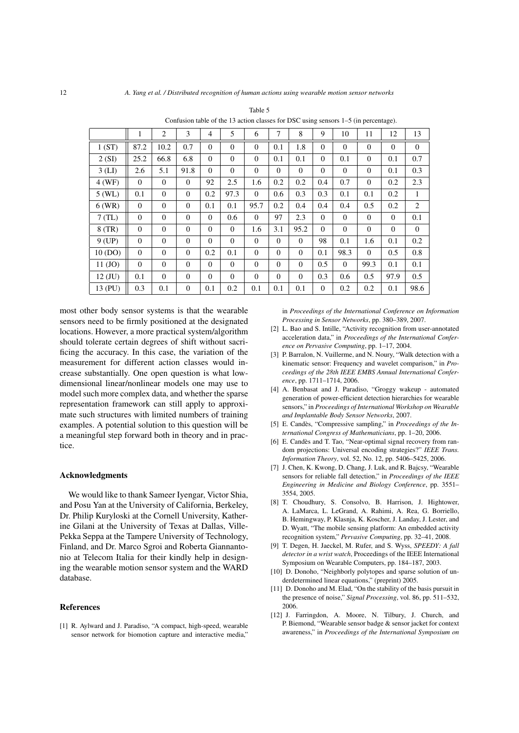Table 5

Confusion table of the 13 action classes for DSC using sensors 1–5 (in percentage).

| | 1 | 2 | 3 | 4 | 5 | 6 | 7 | 8 | 9 | 10 | 11 | 12 | 13 |
|---|---|---|---|---|---|---|---|---|---|---|---|---|---|
| 1 (ST) | 87.2 | 10.2 | 0.7 | 0 | 0 | 0 | 0.1 | 1.8 | 0 | 0 | 0 | 0 | 0 |
| 2 (SI) | 25.2 | 66.8 | 6.8 | 0 | 0 | 0 | 0.1 | 0.1 | 0 | 0.1 | 0 | 0.1 | 0.7 |
| 3 (LI) | 2.6 | 5.1 | 91.8 | 0 | 0 | 0 | 0 | 0 | 0 | 0 | 0 | 0.1 | 0.3 |
| 4 (WF) | 0 | 0 | 0 | 92 | 2.5 | 1.6 | 0.2 | 0.2 | 0.4 | 0.7 | 0 | 0.2 | 2.3 |
| 5 (WL) | 0.1 | 0 | 0 | 0.2 | 97.3 | 0 | 0.6 | 0.3 | 0.3 | 0.1 | 0.1 | 0.2 | 1 |
| 6 (WR) | 0 | 0 | 0 | 0.1 | 0.1 | 95.7 | 0.2 | 0.4 | 0.4 | 0.4 | 0.5 | 0.2 | 2 |
| 7 (TL) | 0 | 0 | 0 | 0 | 0.6 | 0 | 97 | 2.3 | 0 | 0 | 0 | 0 | 0.1 |
| 8 (TR) | 0 | 0 | 0 | 0 | 0 | 1.6 | 3.1 | 95.2 | 0 | 0 | 0 | 0 | 0 |
| 9 (UP) | 0 | 0 | 0 | 0 | 0 | 0 | 0 | 0 | 98 | 0.1 | 1.6 | 0.1 | 0.2 |
| 10 (DO) | 0 | 0 | 0 | 0.2 | 0.1 | 0 | 0 | 0 | 0.1 | 98.3 | 0 | 0.5 | 0.8 |
| 11 (JO) | 0 | 0 | 0 | 0 | 0 | 0 | 0 | 0 | 0.5 | 0 | 99.3 | 0.1 | 0.1 |
| 12 (JU) | 0.1 | 0 | 0 | 0 | 0 | 0 | 0 | 0 | 0.3 | 0.6 | 0.5 | 97.9 | 0.5 |
| 13 (PU) | 0.3 | 0.1 | 0 | 0.1 | 0.2 | 0.1 | 0.1 | 0.1 | 0 | 0.2 | 0.2 | 0.1 | 98.6 |

most other body sensor systems is that the wearable sensors need to be firmly positioned at the designated locations. However, a more practical system/algorithm should tolerate certain degrees of shift without sacrificing the accuracy. In this case, the variation of the measurement for different action classes would increase substantially. One open question is what low-dimensional linear/nonlinear models one may use to model such more complex data, and whether the sparse representation framework can still apply to approximate such structures with limited numbers of training examples. A potential solution to this question will be a meaningful step forward both in theory and in practice.

## Acknowledgments

We would like to thank Sameer Iyengar, Victor Shia, and Posu Yan at the University of California, Berkeley, Dr. Philip Kuryloski at the Cornell University, Katherine Gilani at the University of Texas at Dallas, Ville-Pekka Seppa at the Tampere University of Technology, Finland, and Dr. Marco Sgroi and Roberta Giannantonio at Telecom Italia for their kindly help in designing the wearable motion sensor system and the WARD database.

## References

[1] R. Aylward and J. Paradiso, "A compact, high-speed, wearable sensor network for biomotion capture and interactive media," in *Proceedings of the International Conference on Information Processing in Sensor Networks*, pp. 380–389, 2007.

[2] L. Bao and S. Intille, "Activity recognition from user-annotated acceleration data," in *Proceedings of the International Conference on Pervasive Computing*, pp. 1–17, 2004.

[3] P. Barralon, N. Vuillerme, and N. Noury, "Walk detection with a kinematic sensor: Frequency and wavelet comparison," in *Proceedings of the 28th IEEE EMBS Annual International Conference*, pp. 1711–1714, 2006.

[4] A. Benbasat and J. Paradiso, "Groggy wakeup - automated generation of power-efficient detection hierarchies for wearable sensors," in *Proceedings of International Workshop on Wearable and Implantable Body Sensor Networks*, 2007.

[5] E. Candès, "Compressive sampling," in *Proceedings of the International Congress of Mathematicians*, pp. 1–20, 2006.

[6] E. Candès and T. Tao, "Near-optimal signal recovery from random projections: Universal encoding strategies?" *IEEE Trans. Information Theory*, vol. 52, No. 12, pp. 5406–5425, 2006.

[7] J. Chen, K. Kwong, D. Chang, J. Luk, and R. Bajcsy, "Wearable sensors for reliable fall detection," in *Proceedings of the IEEE Engineering in Medicine and Biology Conference*, pp. 3551–3554, 2005.

[8] T. Choudhury, S. Consolvo, B. Harrison, J. Hightower, A. LaMarca, L. LeGrand, A. Rahimi, A. Rea, G. Borriello, B. Hemingway, P. Klasnja, K. Koscher, J. Landay, J. Lester, and D. Wyatt, "The mobile sensing platform: An embedded activity recognition system," *Pervasive Computing*, pp. 32–41, 2008.

[9] T. Degen, H. Jaeckel, M. Rufer, and S. Wyss, *SPEEDY: A fall detector in a wrist watch*, Proceedings of the IEEE International Symposium on Wearable Computers, pp. 184–187, 2003.

[10] D. Donoho, "Neighborly polytopes and sparse solution of underdetermined linear equations," (preprint) 2005.

[11] D. Donoho and M. Elad, "On the stability of the basis pursuit in the presence of noise," *Signal Processing*, vol. 86, pp. 511–532, 2006.

[12] J. Farringdon, A. Moore, N. Tilbury, J. Church, and P. Biemond, "Wearable sensor badge & sensor jacket for context awareness," in *Proceedings of the International Symposium on*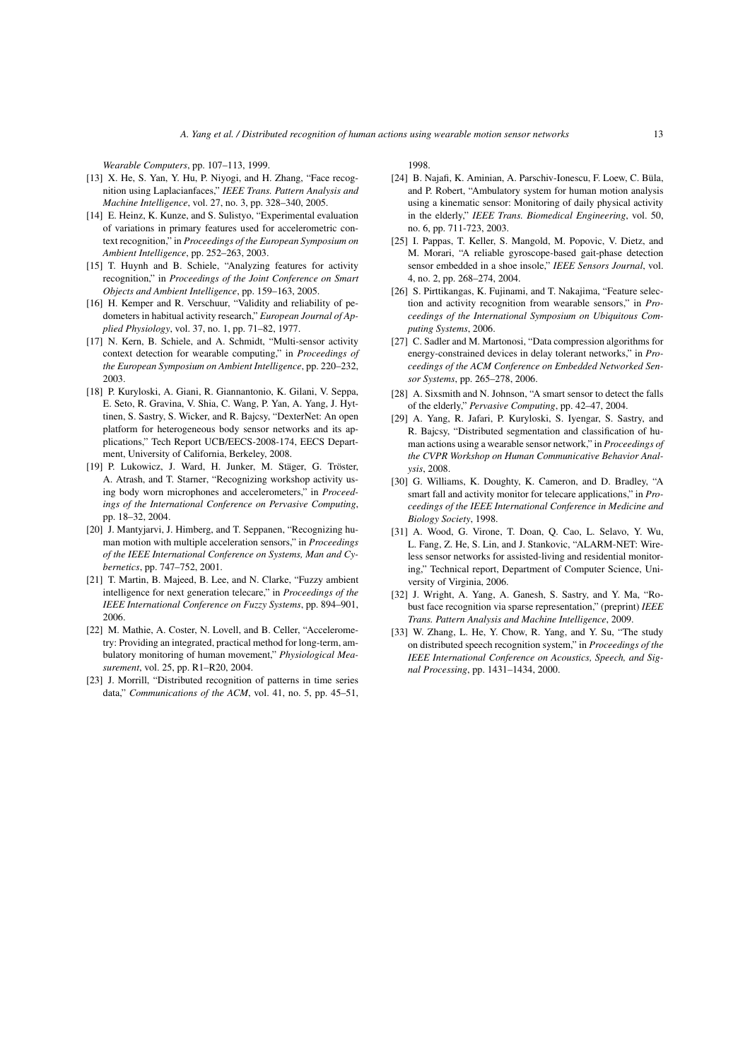*Wearable Computers*, pp. 107–113, 1999.

[13] X. He, S. Yan, Y. Hu, P. Niyogi, and H. Zhang, "Face recognition using Laplacianfaces," *IEEE Trans. Pattern Analysis and Machine Intelligence*, vol. 27, no. 3, pp. 328–340, 2005.

[14] E. Heinz, K. Kunze, and S. Sulistyo, "Experimental evaluation of variations in primary features used for accelerometric context recognition," in *Proceedings of the European Symposium on Ambient Intelligence*, pp. 252–263, 2003.

[15] T. Huynh and B. Schiele, "Analyzing features for activity recognition," in *Proceedings of the Joint Conference on Smart Objects and Ambient Intelligence*, pp. 159–163, 2005.

[16] H. Kemper and R. Verschuur, "Validity and reliability of pedometers in habitual activity research," *European Journal of Applied Physiology*, vol. 37, no. 1, pp. 71–82, 1977.

[17] N. Kern, B. Schiele, and A. Schmidt, "Multi-sensor activity context detection for wearable computing," in *Proceedings of the European Symposium on Ambient Intelligence*, pp. 220–232, 2003.

[18] P. Kuryloski, A. Giani, R. Giannantonio, K. Gilani, V. Seppa, E. Seto, R. Gravina, V. Shia, C. Wang, P. Yan, A. Yang, J. Hyttinen, S. Sastry, S. Wicker, and R. Bajcsy, "DexterNet: An open platform for heterogeneous body sensor networks and its applications," Tech Report UCB/EECS-2008-174, EECS Department, University of California, Berkeley, 2008.

[19] P. Lukowicz, J. Ward, H. Junker, M. Stäger, G. Tröster, A. Atrash, and T. Starner, "Recognizing workshop activity using body worn microphones and accelerometers," in *Proceedings of the International Conference on Pervasive Computing*, pp. 18–32, 2004.

[20] J. Mantyjarvi, J. Himberg, and T. Seppanen, "Recognizing human motion with multiple acceleration sensors," in *Proceedings of the IEEE International Conference on Systems, Man and Cybernetics*, pp. 747–752, 2001.

[21] T. Martin, B. Majeed, B. Lee, and N. Clarke, "Fuzzy ambient intelligence for next generation telecare," in *Proceedings of the IEEE International Conference on Fuzzy Systems*, pp. 894–901, 2006.

[22] M. Mathie, A. Coster, N. Lovell, and B. Celler, "Accelerometry: Providing an integrated, practical method for long-term, ambulatory monitoring of human movement," *Physiological Measurement*, vol. 25, pp. R1–R20, 2004.

[23] J. Morrill, "Distributed recognition of patterns in time series data," *Communications of the ACM*, vol. 41, no. 5, pp. 45–51, 1998.

[24] B. Najafi, K. Aminian, A. Parschiv-Ionescu, F. Loew, C. Büla, and P. Robert, "Ambulatory system for human motion analysis using a kinematic sensor: Monitoring of daily physical activity in the elderly," *IEEE Trans. Biomedical Engineering*, vol. 50, no. 6, pp. 711-723, 2003.

[25] I. Pappas, T. Keller, S. Mangold, M. Popovic, V. Dietz, and M. Morari, "A reliable gyroscope-based gait-phase detection sensor embedded in a shoe insole," *IEEE Sensors Journal*, vol. 4, no. 2, pp. 268–274, 2004.

[26] S. Pirttikangas, K. Fujinami, and T. Nakajima, "Feature selection and activity recognition from wearable sensors," in *Proceedings of the International Symposium on Ubiquitous Computing Systems*, 2006.

[27] C. Sadler and M. Martonosi, "Data compression algorithms for energy-constrained devices in delay tolerant networks," in *Proceedings of the ACM Conference on Embedded Networked Sensor Systems*, pp. 265–278, 2006.

[28] A. Sixsmith and N. Johnson, "A smart sensor to detect the falls of the elderly," *Pervasive Computing*, pp. 42–47, 2004.

[29] A. Yang, R. Jafari, P. Kuryloski, S. Iyengar, S. Sastry, and R. Bajcsy, "Distributed segmentation and classification of human actions using a wearable sensor network," in *Proceedings of the CVPR Workshop on Human Communicative Behavior Analysis*, 2008.

[30] G. Williams, K. Doughty, K. Cameron, and D. Bradley, "A smart fall and activity monitor for telecare applications," in *Proceedings of the IEEE International Conference in Medicine and Biology Society*, 1998.

[31] A. Wood, G. Virone, T. Doan, Q. Cao, L. Selavo, Y. Wu, L. Fang, Z. He, S. Lin, and J. Stankovic, "ALARM-NET: Wireless sensor networks for assisted-living and residential monitoring," Technical report, Department of Computer Science, University of Virginia, 2006.

[32] J. Wright, A. Yang, A. Ganesh, S. Sastry, and Y. Ma, "Robust face recognition via sparse representation," (preprint) *IEEE Trans. Pattern Analysis and Machine Intelligence*, 2009.

[33] W. Zhang, L. He, Y. Chow, R. Yang, and Y. Su, "The study on distributed speech recognition system," in *Proceedings of the IEEE International Conference on Acoustics, Speech, and Signal Processing*, pp. 1431–1434, 2000.